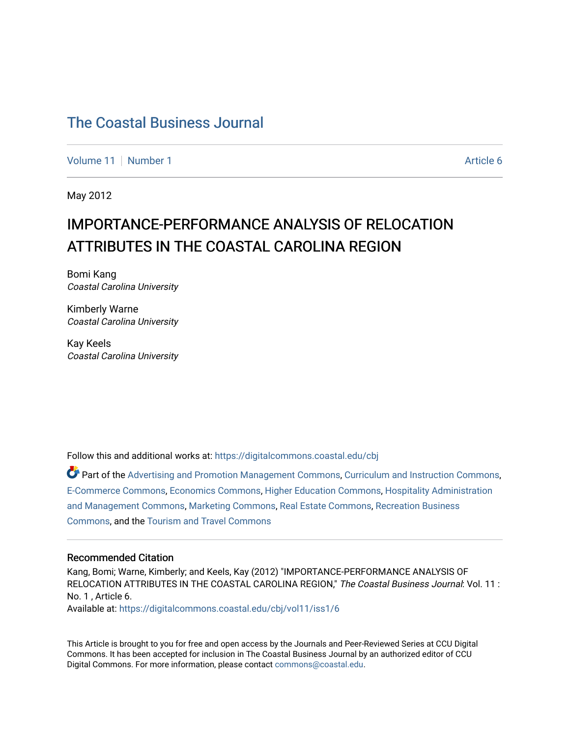# The Coastal Business Journal

Volume 11 | Number 1 Article 6

May 2012

## IMPORTANCE-PERFORMANCE ANALYSIS OF RELOCATION ATTRIBUTES IN THE COASTAL CAROLINA REGION

Bomi Kang
*Coastal Carolina University*

Kimberly Warne
*Coastal Carolina University*

Kay Keels
*Coastal Carolina University*

Follow this and additional works at: https://digitalcommons.coastal.edu/cbj

Part of the Advertising and Promotion Management Commons, Curriculum and Instruction Commons, E-Commerce Commons, Economics Commons, Higher Education Commons, Hospitality Administration and Management Commons, Marketing Commons, Real Estate Commons, Recreation Business Commons, and the Tourism and Travel Commons

### Recommended Citation

Kang, Bomi; Warne, Kimberly; and Keels, Kay (2012) "IMPORTANCE-PERFORMANCE ANALYSIS OF RELOCATION ATTRIBUTES IN THE COASTAL CAROLINA REGION," *The Coastal Business Journal*: Vol. 11 : No. 1 , Article 6.
Available at: https://digitalcommons.coastal.edu/cbj/vol11/iss1/6

This Article is brought to you for free and open access by the Journals and Peer-Reviewed Series at CCU Digital Commons. It has been accepted for inclusion in The Coastal Business Journal by an authorized editor of CCU Digital Commons. For more information, please contact commons@coastal.edu.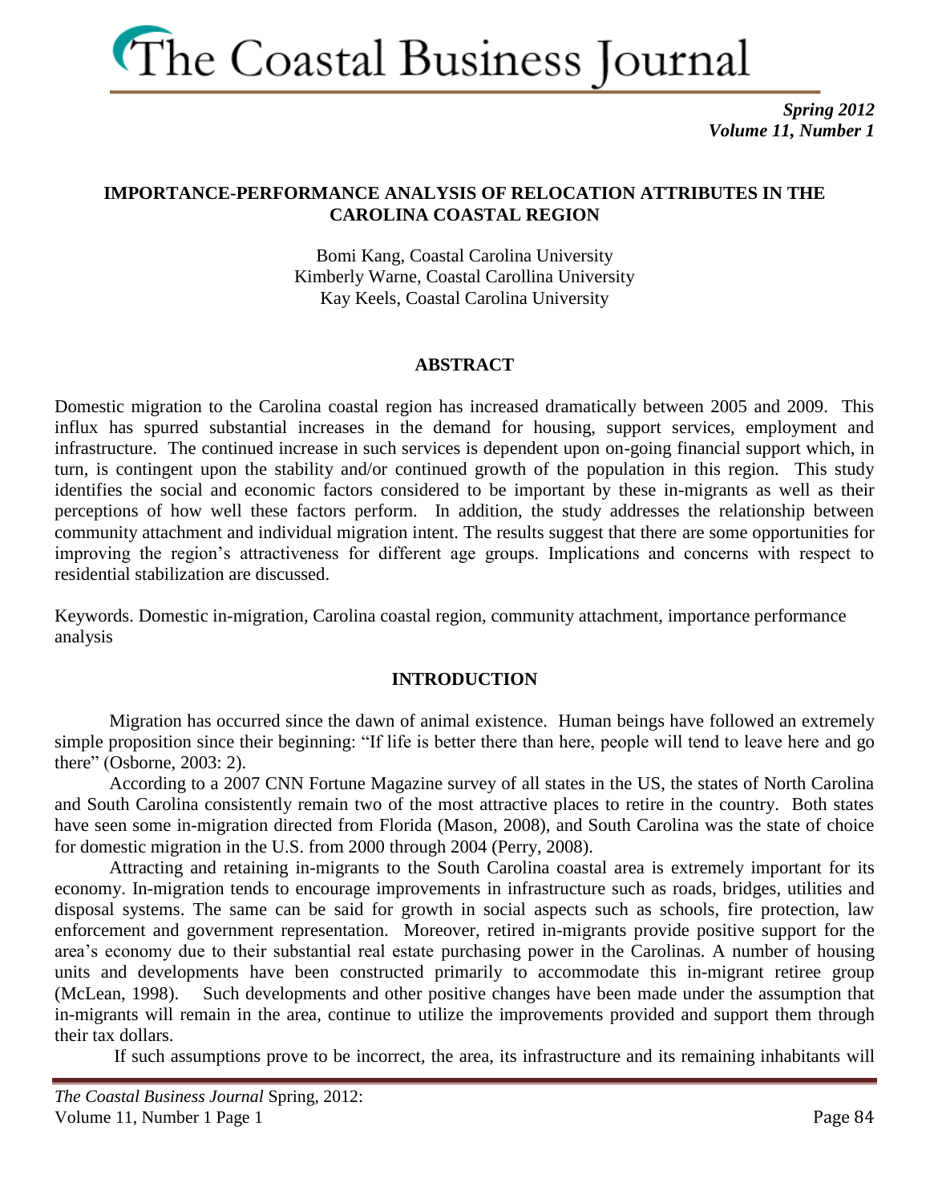# The Coastal Business Journal

*Spring 2012*
*Volume 11, Number 1*

## IMPORTANCE-PERFORMANCE ANALYSIS OF RELOCATION ATTRIBUTES IN THE CAROLINA COASTAL REGION

Bomi Kang, Coastal Carolina University
Kimberly Warne, Coastal Carollina University
Kay Keels, Coastal Carolina University

### ABSTRACT

Domestic migration to the Carolina coastal region has increased dramatically between 2005 and 2009. This influx has spurred substantial increases in the demand for housing, support services, employment and infrastructure. The continued increase in such services is dependent upon on-going financial support which, in turn, is contingent upon the stability and/or continued growth of the population in this region. This study identifies the social and economic factors considered to be important by these in-migrants as well as their perceptions of how well these factors perform. In addition, the study addresses the relationship between community attachment and individual migration intent. The results suggest that there are some opportunities for improving the region's attractiveness for different age groups. Implications and concerns with respect to residential stabilization are discussed.

Keywords. Domestic in-migration, Carolina coastal region, community attachment, importance performance analysis

### INTRODUCTION

Migration has occurred since the dawn of animal existence. Human beings have followed an extremely simple proposition since their beginning: "If life is better there than here, people will tend to leave here and go there" (Osborne, 2003: 2).

According to a 2007 CNN Fortune Magazine survey of all states in the US, the states of North Carolina and South Carolina consistently remain two of the most attractive places to retire in the country. Both states have seen some in-migration directed from Florida (Mason, 2008), and South Carolina was the state of choice for domestic migration in the U.S. from 2000 through 2004 (Perry, 2008).

Attracting and retaining in-migrants to the South Carolina coastal area is extremely important for its economy. In-migration tends to encourage improvements in infrastructure such as roads, bridges, utilities and disposal systems. The same can be said for growth in social aspects such as schools, fire protection, law enforcement and government representation. Moreover, retired in-migrants provide positive support for the area's economy due to their substantial real estate purchasing power in the Carolinas. A number of housing units and developments have been constructed primarily to accommodate this in-migrant retiree group (McLean, 1998). Such developments and other positive changes have been made under the assumption that in-migrants will remain in the area, continue to utilize the improvements provided and support them through their tax dollars.

If such assumptions prove to be incorrect, the area, its infrastructure and its remaining inhabitants will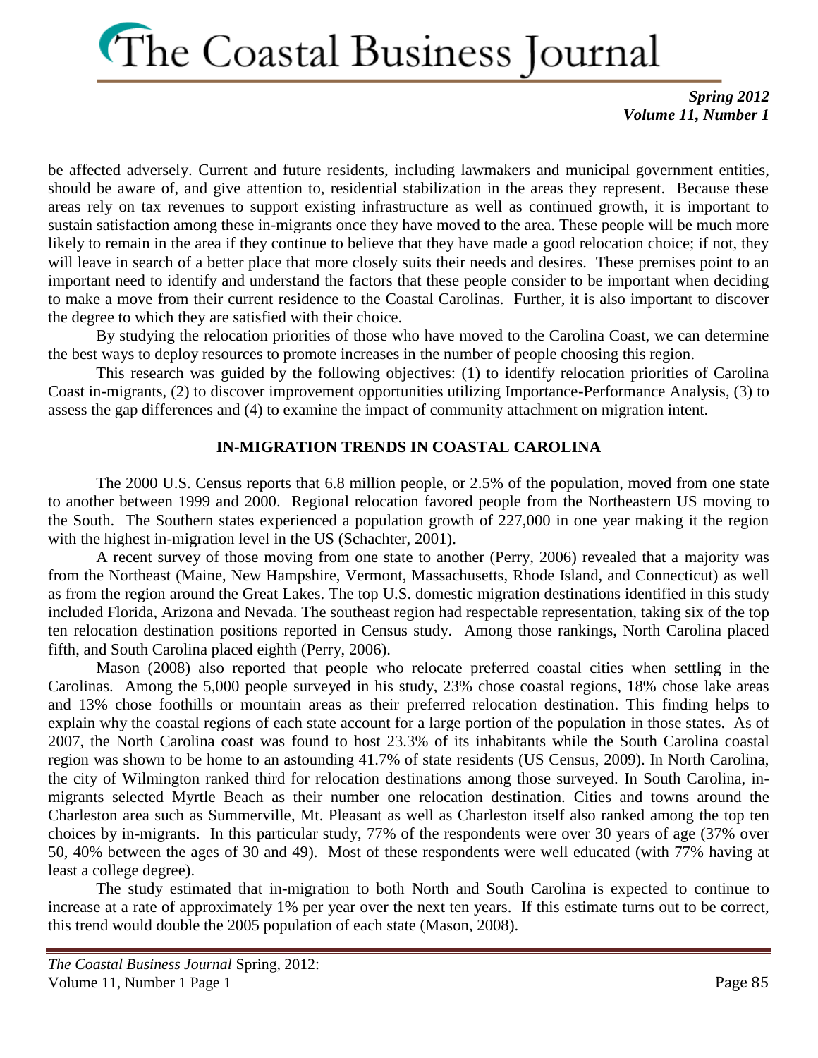be affected adversely. Current and future residents, including lawmakers and municipal government entities, should be aware of, and give attention to, residential stabilization in the areas they represent. Because these areas rely on tax revenues to support existing infrastructure as well as continued growth, it is important to sustain satisfaction among these in-migrants once they have moved to the area. These people will be much more likely to remain in the area if they continue to believe that they have made a good relocation choice; if not, they will leave in search of a better place that more closely suits their needs and desires. These premises point to an important need to identify and understand the factors that these people consider to be important when deciding to make a move from their current residence to the Coastal Carolinas. Further, it is also important to discover the degree to which they are satisfied with their choice.

By studying the relocation priorities of those who have moved to the Carolina Coast, we can determine the best ways to deploy resources to promote increases in the number of people choosing this region.

This research was guided by the following objectives: (1) to identify relocation priorities of Carolina Coast in-migrants, (2) to discover improvement opportunities utilizing Importance-Performance Analysis, (3) to assess the gap differences and (4) to examine the impact of community attachment on migration intent.

## IN-MIGRATION TRENDS IN COASTAL CAROLINA

The 2000 U.S. Census reports that 6.8 million people, or 2.5% of the population, moved from one state to another between 1999 and 2000. Regional relocation favored people from the Northeastern US moving to the South. The Southern states experienced a population growth of 227,000 in one year making it the region with the highest in-migration level in the US (Schachter, 2001).

A recent survey of those moving from one state to another (Perry, 2006) revealed that a majority was from the Northeast (Maine, New Hampshire, Vermont, Massachusetts, Rhode Island, and Connecticut) as well as from the region around the Great Lakes. The top U.S. domestic migration destinations identified in this study included Florida, Arizona and Nevada. The southeast region had respectable representation, taking six of the top ten relocation destination positions reported in Census study. Among those rankings, North Carolina placed fifth, and South Carolina placed eighth (Perry, 2006).

Mason (2008) also reported that people who relocate preferred coastal cities when settling in the Carolinas. Among the 5,000 people surveyed in his study, 23% chose coastal regions, 18% chose lake areas and 13% chose foothills or mountain areas as their preferred relocation destination. This finding helps to explain why the coastal regions of each state account for a large portion of the population in those states. As of 2007, the North Carolina coast was found to host 23.3% of its inhabitants while the South Carolina coastal region was shown to be home to an astounding 41.7% of state residents (US Census, 2009). In North Carolina, the city of Wilmington ranked third for relocation destinations among those surveyed. In South Carolina, in-migrants selected Myrtle Beach as their number one relocation destination. Cities and towns around the Charleston area such as Summerville, Mt. Pleasant as well as Charleston itself also ranked among the top ten choices by in-migrants. In this particular study, 77% of the respondents were over 30 years of age (37% over 50, 40% between the ages of 30 and 49). Most of these respondents were well educated (with 77% having at least a college degree).

The study estimated that in-migration to both North and South Carolina is expected to continue to increase at a rate of approximately 1% per year over the next ten years. If this estimate turns out to be correct, this trend would double the 2005 population of each state (Mason, 2008).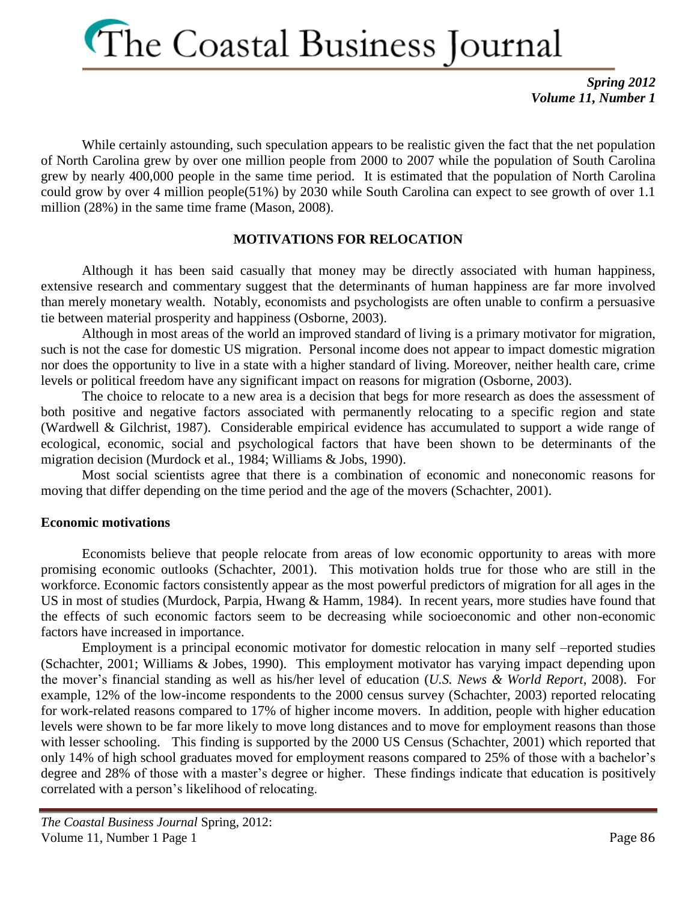While certainly astounding, such speculation appears to be realistic given the fact that the net population of North Carolina grew by over one million people from 2000 to 2007 while the population of South Carolina grew by nearly 400,000 people in the same time period. It is estimated that the population of North Carolina could grow by over 4 million people(51%) by 2030 while South Carolina can expect to see growth of over 1.1 million (28%) in the same time frame (Mason, 2008).

## MOTIVATIONS FOR RELOCATION

Although it has been said casually that money may be directly associated with human happiness, extensive research and commentary suggest that the determinants of human happiness are far more involved than merely monetary wealth. Notably, economists and psychologists are often unable to confirm a persuasive tie between material prosperity and happiness (Osborne, 2003).

Although in most areas of the world an improved standard of living is a primary motivator for migration, such is not the case for domestic US migration. Personal income does not appear to impact domestic migration nor does the opportunity to live in a state with a higher standard of living. Moreover, neither health care, crime levels or political freedom have any significant impact on reasons for migration (Osborne, 2003).

The choice to relocate to a new area is a decision that begs for more research as does the assessment of both positive and negative factors associated with permanently relocating to a specific region and state (Wardwell & Gilchrist, 1987). Considerable empirical evidence has accumulated to support a wide range of ecological, economic, social and psychological factors that have been shown to be determinants of the migration decision (Murdock et al., 1984; Williams & Jobs, 1990).

Most social scientists agree that there is a combination of economic and noneconomic reasons for moving that differ depending on the time period and the age of the movers (Schachter, 2001).

### Economic motivations

Economists believe that people relocate from areas of low economic opportunity to areas with more promising economic outlooks (Schachter, 2001). This motivation holds true for those who are still in the workforce. Economic factors consistently appear as the most powerful predictors of migration for all ages in the US in most of studies (Murdock, Parpia, Hwang & Hamm, 1984). In recent years, more studies have found that the effects of such economic factors seem to be decreasing while socioeconomic and other non-economic factors have increased in importance.

Employment is a principal economic motivator for domestic relocation in many self –reported studies (Schachter, 2001; Williams & Jobes, 1990). This employment motivator has varying impact depending upon the mover's financial standing as well as his/her level of education (*U.S. News & World Report*, 2008). For example, 12% of the low-income respondents to the 2000 census survey (Schachter, 2003) reported relocating for work-related reasons compared to 17% of higher income movers. In addition, people with higher education levels were shown to be far more likely to move long distances and to move for employment reasons than those with lesser schooling. This finding is supported by the 2000 US Census (Schachter, 2001) which reported that only 14% of high school graduates moved for employment reasons compared to 25% of those with a bachelor's degree and 28% of those with a master's degree or higher. These findings indicate that education is positively correlated with a person's likelihood of relocating.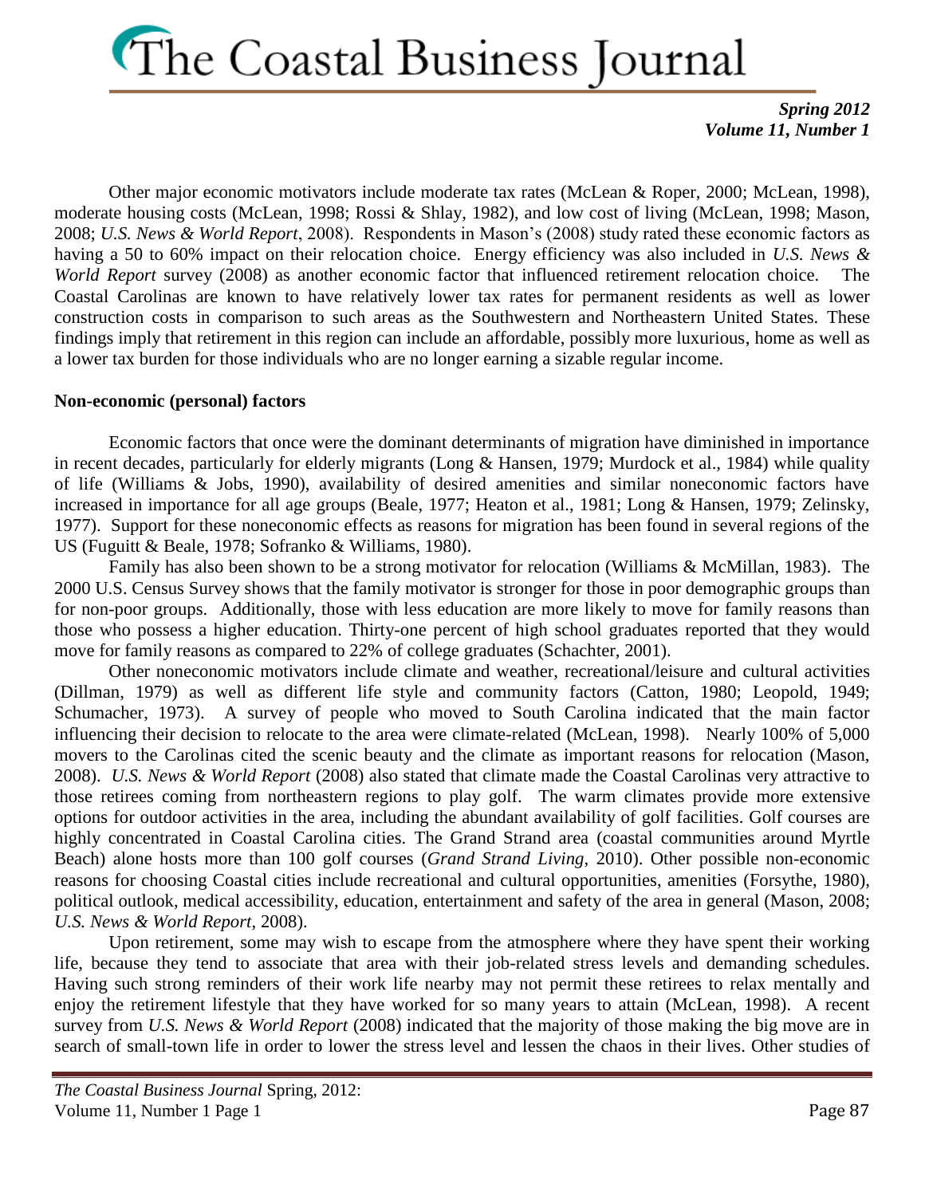Other major economic motivators include moderate tax rates (McLean & Roper, 2000; McLean, 1998), moderate housing costs (McLean, 1998; Rossi & Shlay, 1982), and low cost of living (McLean, 1998; Mason, 2008; *U.S. News & World Report*, 2008). Respondents in Mason's (2008) study rated these economic factors as having a 50 to 60% impact on their relocation choice. Energy efficiency was also included in *U.S. News & World Report* survey (2008) as another economic factor that influenced retirement relocation choice. The Coastal Carolinas are known to have relatively lower tax rates for permanent residents as well as lower construction costs in comparison to such areas as the Southwestern and Northeastern United States. These findings imply that retirement in this region can include an affordable, possibly more luxurious, home as well as a lower tax burden for those individuals who are no longer earning a sizable regular income.

**Non-economic (personal) factors**

Economic factors that once were the dominant determinants of migration have diminished in importance in recent decades, particularly for elderly migrants (Long & Hansen, 1979; Murdock et al., 1984) while quality of life (Williams & Jobs, 1990), availability of desired amenities and similar noneconomic factors have increased in importance for all age groups (Beale, 1977; Heaton et al., 1981; Long & Hansen, 1979; Zelinsky, 1977). Support for these noneconomic effects as reasons for migration has been found in several regions of the US (Fuguitt & Beale, 1978; Sofranko & Williams, 1980).

Family has also been shown to be a strong motivator for relocation (Williams & McMillan, 1983). The 2000 U.S. Census Survey shows that the family motivator is stronger for those in poor demographic groups than for non-poor groups. Additionally, those with less education are more likely to move for family reasons than those who possess a higher education. Thirty-one percent of high school graduates reported that they would move for family reasons as compared to 22% of college graduates (Schachter, 2001).

Other noneconomic motivators include climate and weather, recreational/leisure and cultural activities (Dillman, 1979) as well as different life style and community factors (Catton, 1980; Leopold, 1949; Schumacher, 1973). A survey of people who moved to South Carolina indicated that the main factor influencing their decision to relocate to the area were climate-related (McLean, 1998). Nearly 100% of 5,000 movers to the Carolinas cited the scenic beauty and the climate as important reasons for relocation (Mason, 2008). *U.S. News & World Report* (2008) also stated that climate made the Coastal Carolinas very attractive to those retirees coming from northeastern regions to play golf. The warm climates provide more extensive options for outdoor activities in the area, including the abundant availability of golf facilities. Golf courses are highly concentrated in Coastal Carolina cities. The Grand Strand area (coastal communities around Myrtle Beach) alone hosts more than 100 golf courses (*Grand Strand Living*, 2010). Other possible non-economic reasons for choosing Coastal cities include recreational and cultural opportunities, amenities (Forsythe, 1980), political outlook, medical accessibility, education, entertainment and safety of the area in general (Mason, 2008; *U.S. News & World Report*, 2008).

Upon retirement, some may wish to escape from the atmosphere where they have spent their working life, because they tend to associate that area with their job-related stress levels and demanding schedules. Having such strong reminders of their work life nearby may not permit these retirees to relax mentally and enjoy the retirement lifestyle that they have worked for so many years to attain (McLean, 1998). A recent survey from *U.S. News & World Report* (2008) indicated that the majority of those making the big move are in search of small-town life in order to lower the stress level and lessen the chaos in their lives. Other studies of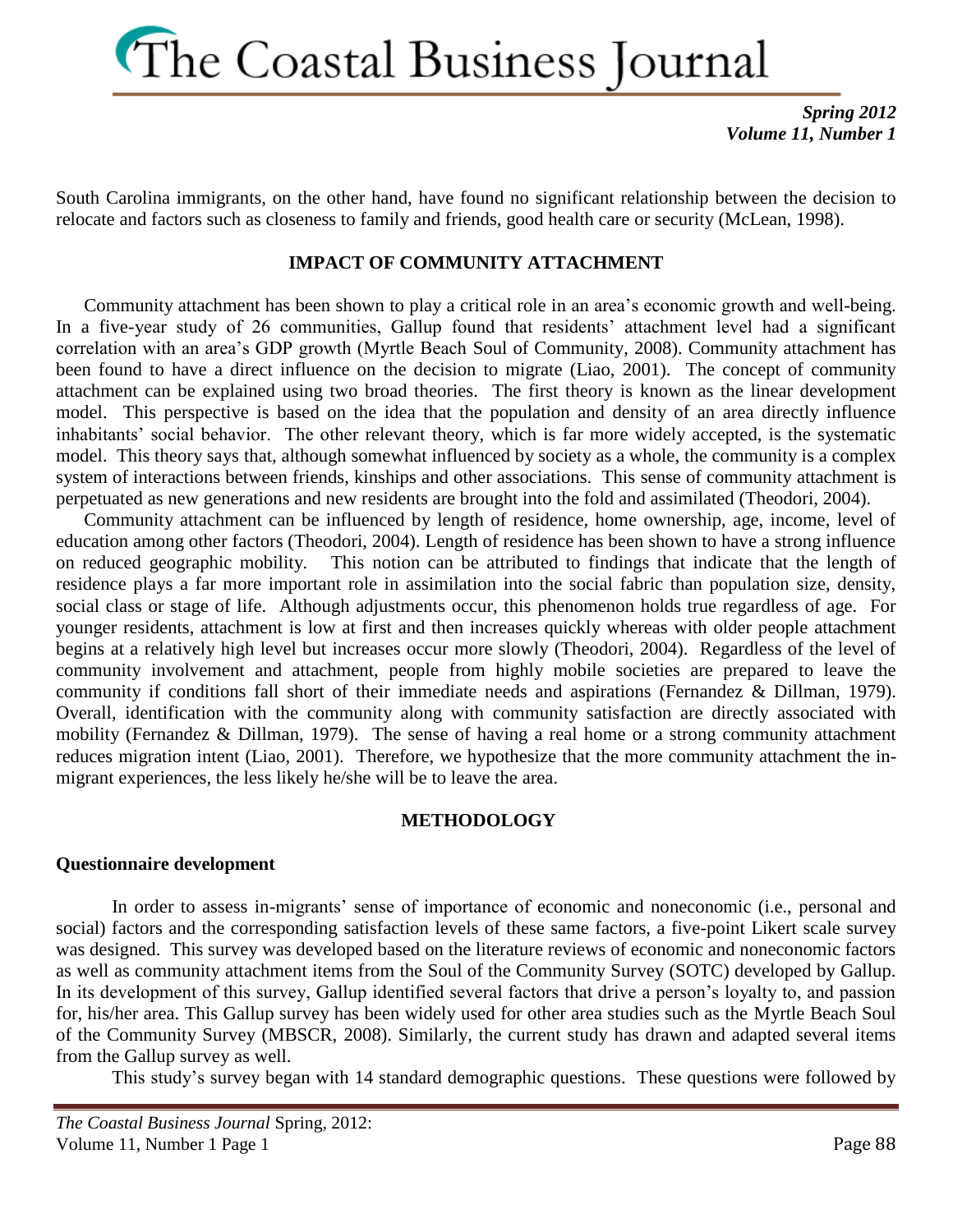South Carolina immigrants, on the other hand, have found no significant relationship between the decision to relocate and factors such as closeness to family and friends, good health care or security (McLean, 1998).

## IMPACT OF COMMUNITY ATTACHMENT

Community attachment has been shown to play a critical role in an area's economic growth and well-being. In a five-year study of 26 communities, Gallup found that residents' attachment level had a significant correlation with an area's GDP growth (Myrtle Beach Soul of Community, 2008). Community attachment has been found to have a direct influence on the decision to migrate (Liao, 2001). The concept of community attachment can be explained using two broad theories. The first theory is known as the linear development model. This perspective is based on the idea that the population and density of an area directly influence inhabitants' social behavior. The other relevant theory, which is far more widely accepted, is the systematic model. This theory says that, although somewhat influenced by society as a whole, the community is a complex system of interactions between friends, kinships and other associations. This sense of community attachment is perpetuated as new generations and new residents are brought into the fold and assimilated (Theodori, 2004).

Community attachment can be influenced by length of residence, home ownership, age, income, level of education among other factors (Theodori, 2004). Length of residence has been shown to have a strong influence on reduced geographic mobility. This notion can be attributed to findings that indicate that the length of residence plays a far more important role in assimilation into the social fabric than population size, density, social class or stage of life. Although adjustments occur, this phenomenon holds true regardless of age. For younger residents, attachment is low at first and then increases quickly whereas with older people attachment begins at a relatively high level but increases occur more slowly (Theodori, 2004). Regardless of the level of community involvement and attachment, people from highly mobile societies are prepared to leave the community if conditions fall short of their immediate needs and aspirations (Fernandez & Dillman, 1979). Overall, identification with the community along with community satisfaction are directly associated with mobility (Fernandez & Dillman, 1979). The sense of having a real home or a strong community attachment reduces migration intent (Liao, 2001). Therefore, we hypothesize that the more community attachment the in-migrant experiences, the less likely he/she will be to leave the area.

## METHODOLOGY

### Questionnaire development

In order to assess in-migrants' sense of importance of economic and noneconomic (i.e., personal and social) factors and the corresponding satisfaction levels of these same factors, a five-point Likert scale survey was designed. This survey was developed based on the literature reviews of economic and noneconomic factors as well as community attachment items from the Soul of the Community Survey (SOTC) developed by Gallup. In its development of this survey, Gallup identified several factors that drive a person's loyalty to, and passion for, his/her area. This Gallup survey has been widely used for other area studies such as the Myrtle Beach Soul of the Community Survey (MBSCR, 2008). Similarly, the current study has drawn and adapted several items from the Gallup survey as well.

This study's survey began with 14 standard demographic questions. These questions were followed by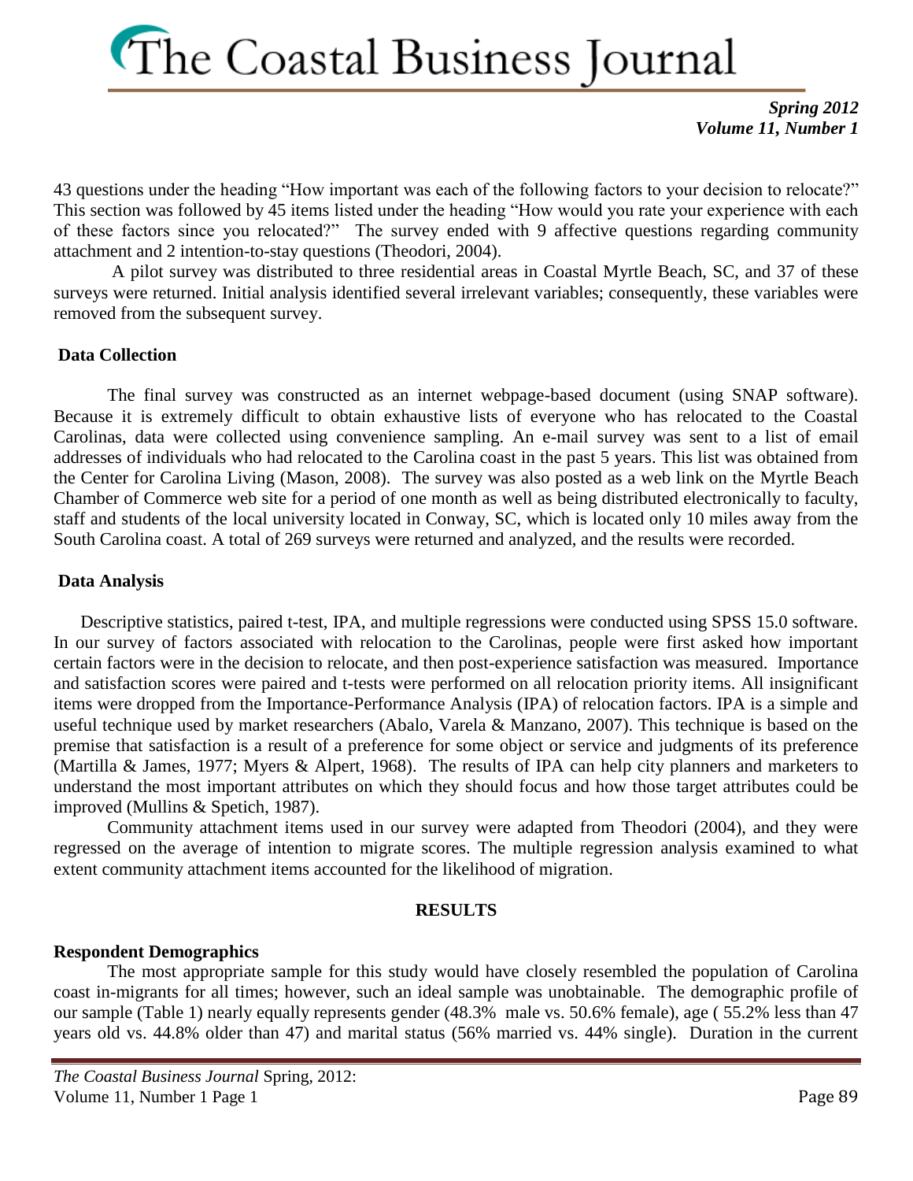43 questions under the heading "How important was each of the following factors to your decision to relocate?" This section was followed by 45 items listed under the heading "How would you rate your experience with each of these factors since you relocated?" The survey ended with 9 affective questions regarding community attachment and 2 intention-to-stay questions (Theodori, 2004).

A pilot survey was distributed to three residential areas in Coastal Myrtle Beach, SC, and 37 of these surveys were returned. Initial analysis identified several irrelevant variables; consequently, these variables were removed from the subsequent survey.

### Data Collection

The final survey was constructed as an internet webpage-based document (using SNAP software). Because it is extremely difficult to obtain exhaustive lists of everyone who has relocated to the Coastal Carolinas, data were collected using convenience sampling. An e-mail survey was sent to a list of email addresses of individuals who had relocated to the Carolina coast in the past 5 years. This list was obtained from the Center for Carolina Living (Mason, 2008). The survey was also posted as a web link on the Myrtle Beach Chamber of Commerce web site for a period of one month as well as being distributed electronically to faculty, staff and students of the local university located in Conway, SC, which is located only 10 miles away from the South Carolina coast. A total of 269 surveys were returned and analyzed, and the results were recorded.

### Data Analysis

Descriptive statistics, paired t-test, IPA, and multiple regressions were conducted using SPSS 15.0 software. In our survey of factors associated with relocation to the Carolinas, people were first asked how important certain factors were in the decision to relocate, and then post-experience satisfaction was measured. Importance and satisfaction scores were paired and t-tests were performed on all relocation priority items. All insignificant items were dropped from the Importance-Performance Analysis (IPA) of relocation factors. IPA is a simple and useful technique used by market researchers (Abalo, Varela & Manzano, 2007). This technique is based on the premise that satisfaction is a result of a preference for some object or service and judgments of its preference (Martilla & James, 1977; Myers & Alpert, 1968). The results of IPA can help city planners and marketers to understand the most important attributes on which they should focus and how those target attributes could be improved (Mullins & Spetich, 1987).

Community attachment items used in our survey were adapted from Theodori (2004), and they were regressed on the average of intention to migrate scores. The multiple regression analysis examined to what extent community attachment items accounted for the likelihood of migration.

## RESULTS

### Respondent Demographics

The most appropriate sample for this study would have closely resembled the population of Carolina coast in-migrants for all times; however, such an ideal sample was unobtainable. The demographic profile of our sample (Table 1) nearly equally represents gender (48.3% male vs. 50.6% female), age ( 55.2% less than 47 years old vs. 44.8% older than 47) and marital status (56% married vs. 44% single). Duration in the current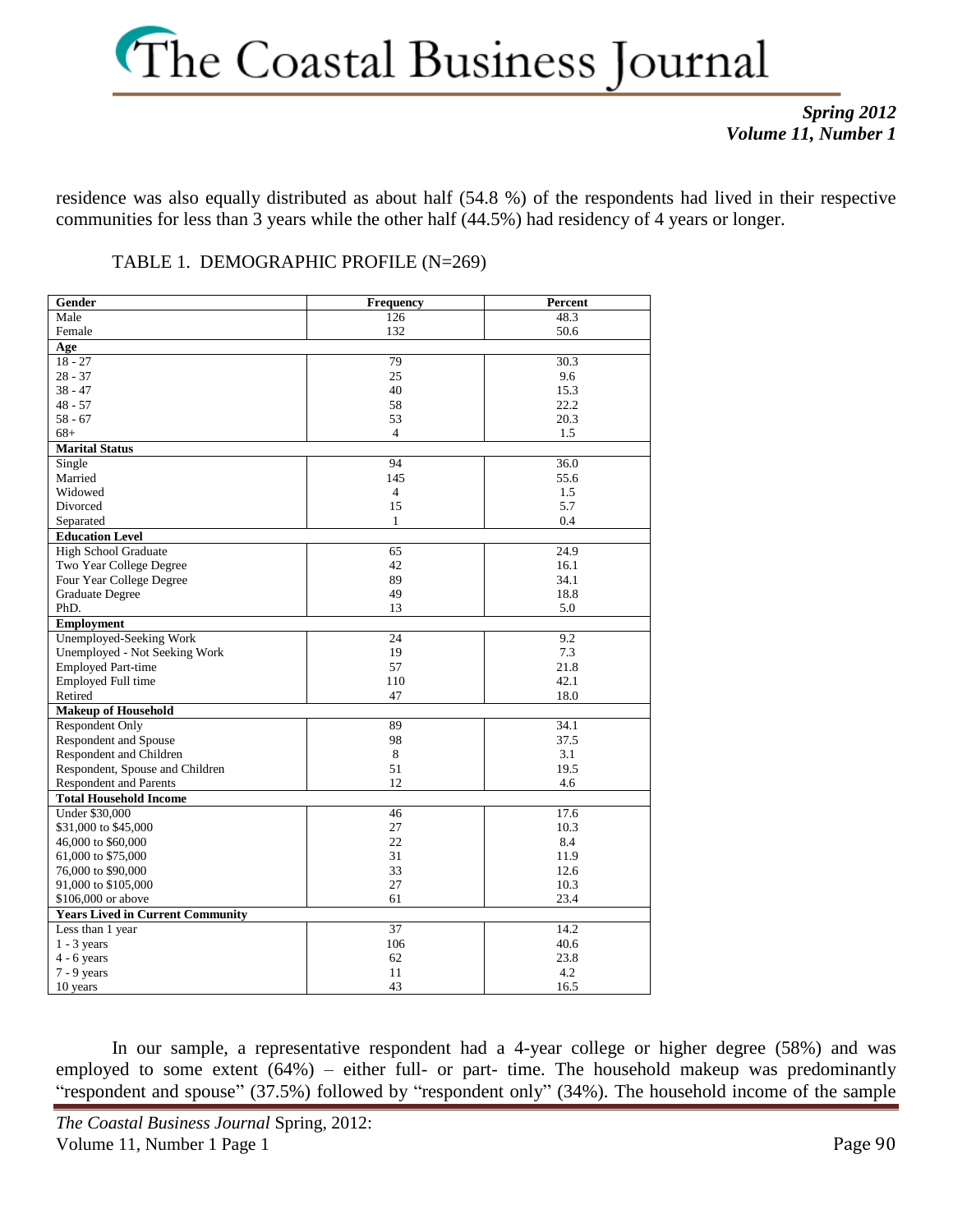residence was also equally distributed as about half (54.8 %) of the respondents had lived in their respective communities for less than 3 years while the other half (44.5%) had residency of 4 years or longer.

TABLE 1. DEMOGRAPHIC PROFILE (N=269)

| Gender | Frequency | Percent |
|---|---|---|
| Male | 126 | 48.3 |
| Female | 132 | 50.6 |
| **Age** | | |
| 18 - 27 | 79 | 30.3 |
| 28 - 37 | 25 | 9.6 |
| 38 - 47 | 40 | 15.3 |
| 48 - 57 | 58 | 22.2 |
| 58 - 67 | 53 | 20.3 |
| 68+ | 4 | 1.5 |
| **Marital Status** | | |
| Single | 94 | 36.0 |
| Married | 145 | 55.6 |
| Widowed | 4 | 1.5 |
| Divorced | 15 | 5.7 |
| Separated | 1 | 0.4 |
| **Education Level** | | |
| High School Graduate | 65 | 24.9 |
| Two Year College Degree | 42 | 16.1 |
| Four Year College Degree | 89 | 34.1 |
| Graduate Degree | 49 | 18.8 |
| PhD. | 13 | 5.0 |
| **Employment** | | |
| Unemployed-Seeking Work | 24 | 9.2 |
| Unemployed - Not Seeking Work | 19 | 7.3 |
| Employed Part-time | 57 | 21.8 |
| Employed Full time | 110 | 42.1 |
| Retired | 47 | 18.0 |
| **Makeup of Household** | | |
| Respondent Only | 89 | 34.1 |
| Respondent and Spouse | 98 | 37.5 |
| Respondent and Children | 8 | 3.1 |
| Respondent, Spouse and Children | 51 | 19.5 |
| Respondent and Parents | 12 | 4.6 |
| **Total Household Income** | | |
| Under $30,000 | 46 | 17.6 |
| $31,000 to $45,000 | 27 | 10.3 |
| 46,000 to $60,000 | 22 | 8.4 |
| 61,000 to $75,000 | 31 | 11.9 |
| 76,000 to $90,000 | 33 | 12.6 |
| 91,000 to $105,000 | 27 | 10.3 |
| $106,000 or above | 61 | 23.4 |
| **Years Lived in Current Community** | | |
| Less than 1 year | 37 | 14.2 |
| 1 - 3 years | 106 | 40.6 |
| 4 - 6 years | 62 | 23.8 |
| 7 - 9 years | 11 | 4.2 |
| 10 years | 43 | 16.5 |

In our sample, a representative respondent had a 4-year college or higher degree (58%) and was employed to some extent (64%) – either full- or part- time. The household makeup was predominantly "respondent and spouse" (37.5%) followed by "respondent only" (34%). The household income of the sample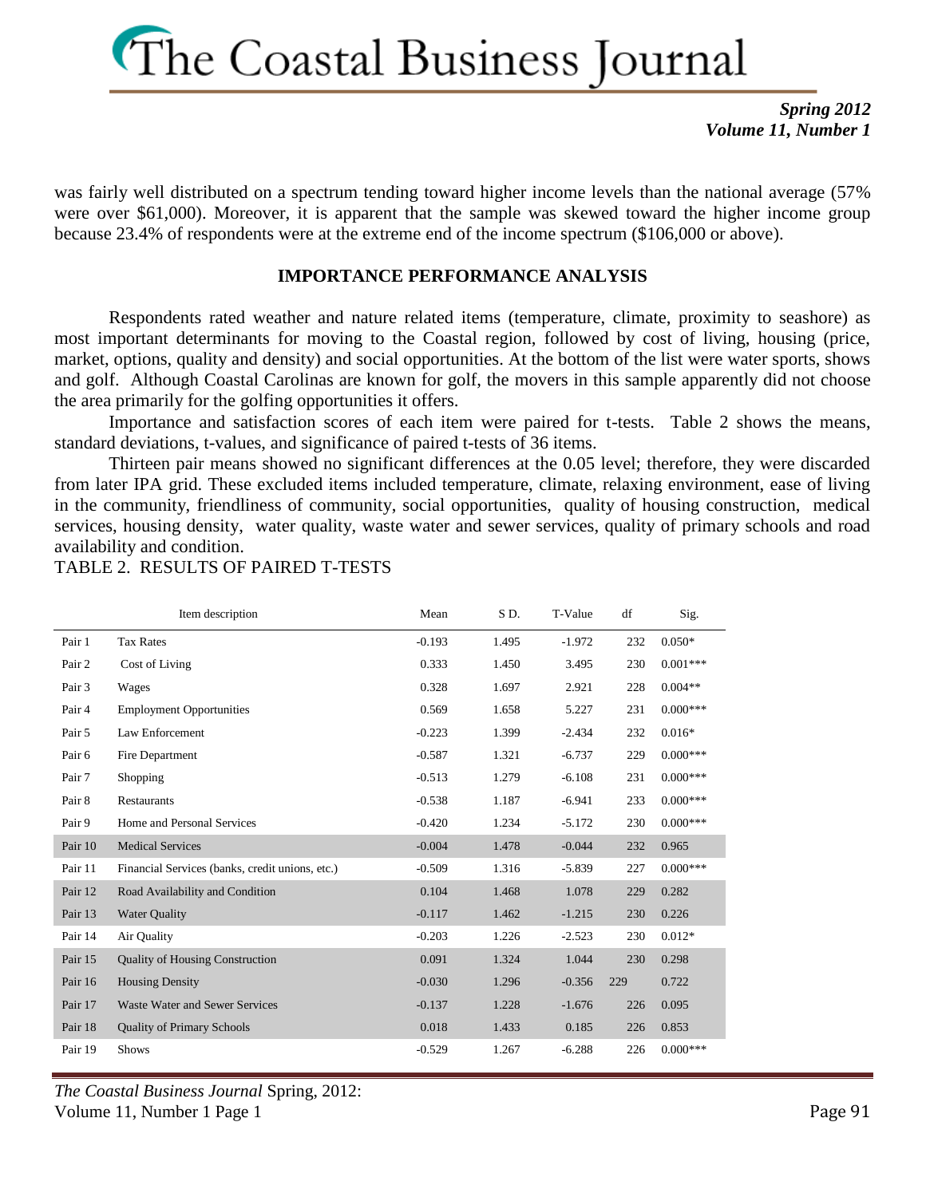was fairly well distributed on a spectrum tending toward higher income levels than the national average (57% were over $61,000). Moreover, it is apparent that the sample was skewed toward the higher income group because 23.4% of respondents were at the extreme end of the income spectrum ($106,000 or above).

## IMPORTANCE PERFORMANCE ANALYSIS

Respondents rated weather and nature related items (temperature, climate, proximity to seashore) as most important determinants for moving to the Coastal region, followed by cost of living, housing (price, market, options, quality and density) and social opportunities. At the bottom of the list were water sports, shows and golf. Although Coastal Carolinas are known for golf, the movers in this sample apparently did not choose the area primarily for the golfing opportunities it offers.

Importance and satisfaction scores of each item were paired for t-tests. Table 2 shows the means, standard deviations, t-values, and significance of paired t-tests of 36 items.

Thirteen pair means showed no significant differences at the 0.05 level; therefore, they were discarded from later IPA grid. These excluded items included temperature, climate, relaxing environment, ease of living in the community, friendliness of community, social opportunities, quality of housing construction, medical services, housing density, water quality, waste water and sewer services, quality of primary schools and road availability and condition.

TABLE 2. RESULTS OF PAIRED T-TESTS

| | Item description | Mean | S D. | T-Value | df | Sig. |
|---|---|---|---|---|---|---|
| Pair 1 | Tax Rates | -0.193 | 1.495 | -1.972 | 232 | 0.050* |
| Pair 2 | Cost of Living | 0.333 | 1.450 | 3.495 | 230 | 0.001*** |
| Pair 3 | Wages | 0.328 | 1.697 | 2.921 | 228 | 0.004** |
| Pair 4 | Employment Opportunities | 0.569 | 1.658 | 5.227 | 231 | 0.000*** |
| Pair 5 | Law Enforcement | -0.223 | 1.399 | -2.434 | 232 | 0.016* |
| Pair 6 | Fire Department | -0.587 | 1.321 | -6.737 | 229 | 0.000*** |
| Pair 7 | Shopping | -0.513 | 1.279 | -6.108 | 231 | 0.000*** |
| Pair 8 | Restaurants | -0.538 | 1.187 | -6.941 | 233 | 0.000*** |
| Pair 9 | Home and Personal Services | -0.420 | 1.234 | -5.172 | 230 | 0.000*** |
| Pair 10 | Medical Services | -0.004 | 1.478 | -0.044 | 232 | 0.965 |
| Pair 11 | Financial Services (banks, credit unions, etc.) | -0.509 | 1.316 | -5.839 | 227 | 0.000*** |
| Pair 12 | Road Availability and Condition | 0.104 | 1.468 | 1.078 | 229 | 0.282 |
| Pair 13 | Water Quality | -0.117 | 1.462 | -1.215 | 230 | 0.226 |
| Pair 14 | Air Quality | -0.203 | 1.226 | -2.523 | 230 | 0.012* |
| Pair 15 | Quality of Housing Construction | 0.091 | 1.324 | 1.044 | 230 | 0.298 |
| Pair 16 | Housing Density | -0.030 | 1.296 | -0.356 | 229 | 0.722 |
| Pair 17 | Waste Water and Sewer Services | -0.137 | 1.228 | -1.676 | 226 | 0.095 |
| Pair 18 | Quality of Primary Schools | 0.018 | 1.433 | 0.185 | 226 | 0.853 |
| Pair 19 | Shows | -0.529 | 1.267 | -6.288 | 226 | 0.000*** |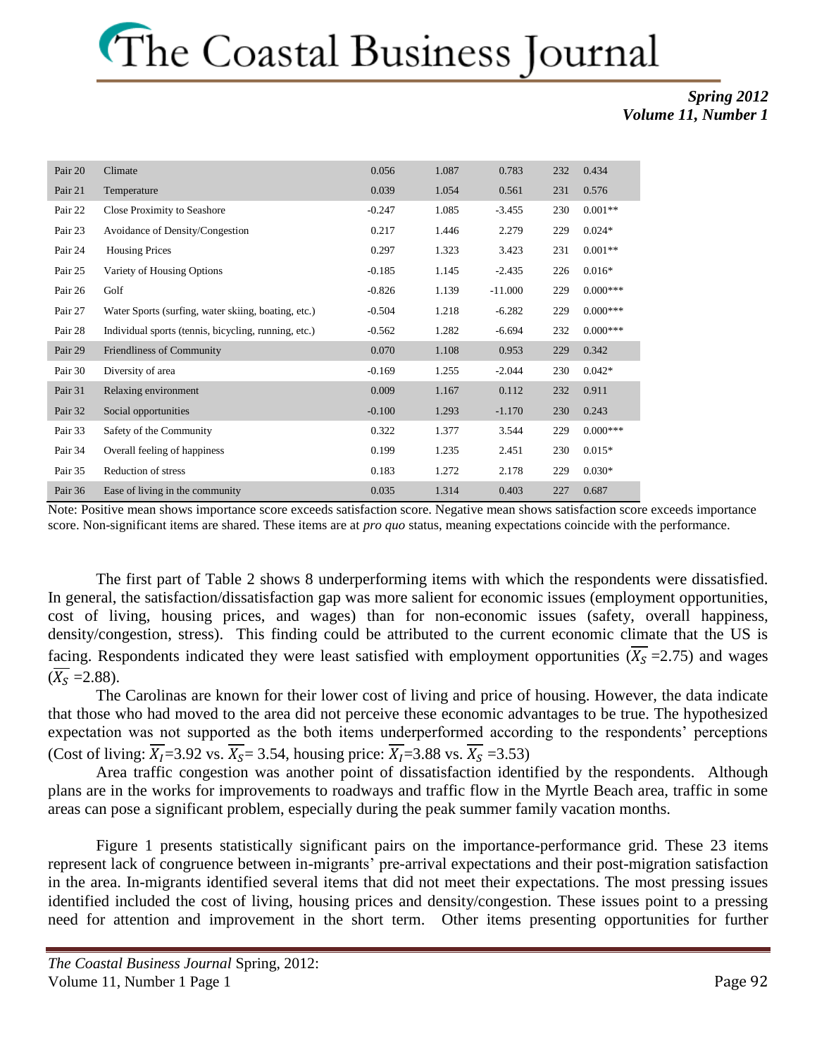| | | | | | | |
|---|---|---|---|---|---|---|
| Pair 20 | Climate | 0.056 | 1.087 | 0.783 | 232 | 0.434 |
| Pair 21 | Temperature | 0.039 | 1.054 | 0.561 | 231 | 0.576 |
| Pair 22 | Close Proximity to Seashore | -0.247 | 1.085 | -3.455 | 230 | 0.001** |
| Pair 23 | Avoidance of Density/Congestion | 0.217 | 1.446 | 2.279 | 229 | 0.024* |
| Pair 24 | Housing Prices | 0.297 | 1.323 | 3.423 | 231 | 0.001** |
| Pair 25 | Variety of Housing Options | -0.185 | 1.145 | -2.435 | 226 | 0.016* |
| Pair 26 | Golf | -0.826 | 1.139 | -11.000 | 229 | 0.000*** |
| Pair 27 | Water Sports (surfing, water skiing, boating, etc.) | -0.504 | 1.218 | -6.282 | 229 | 0.000*** |
| Pair 28 | Individual sports (tennis, bicycling, running, etc.) | -0.562 | 1.282 | -6.694 | 232 | 0.000*** |
| Pair 29 | Friendliness of Community | 0.070 | 1.108 | 0.953 | 229 | 0.342 |
| Pair 30 | Diversity of area | -0.169 | 1.255 | -2.044 | 230 | 0.042* |
| Pair 31 | Relaxing environment | 0.009 | 1.167 | 0.112 | 232 | 0.911 |
| Pair 32 | Social opportunities | -0.100 | 1.293 | -1.170 | 230 | 0.243 |
| Pair 33 | Safety of the Community | 0.322 | 1.377 | 3.544 | 229 | 0.000*** |
| Pair 34 | Overall feeling of happiness | 0.199 | 1.235 | 2.451 | 230 | 0.015* |
| Pair 35 | Reduction of stress | 0.183 | 1.272 | 2.178 | 229 | 0.030* |
| Pair 36 | Ease of living in the community | 0.035 | 1.314 | 0.403 | 227 | 0.687 |

Note: Positive mean shows importance score exceeds satisfaction score. Negative mean shows satisfaction score exceeds importance score. Non-significant items are shared. These items are at *pro quo* status, meaning expectations coincide with the performance.

The first part of Table 2 shows 8 underperforming items with which the respondents were dissatisfied. In general, the satisfaction/dissatisfaction gap was more salient for economic issues (employment opportunities, cost of living, housing prices, and wages) than for non-economic issues (safety, overall happiness, density/congestion, stress). This finding could be attributed to the current economic climate that the US is facing. Respondents indicated they were least satisfied with employment opportunities ($\overline{X_S}$ =2.75) and wages ($\overline{X_S}$ =2.88).

The Carolinas are known for their lower cost of living and price of housing. However, the data indicate that those who had moved to the area did not perceive these economic advantages to be true. The hypothesized expectation was not supported as the both items underperformed according to the respondents' perceptions (Cost of living: $\overline{X_I}$=3.92 vs. $\overline{X_S}$= 3.54, housing price: $\overline{X_I}$=3.88 vs. $\overline{X_S}$ =3.53)

Area traffic congestion was another point of dissatisfaction identified by the respondents. Although plans are in the works for improvements to roadways and traffic flow in the Myrtle Beach area, traffic in some areas can pose a significant problem, especially during the peak summer family vacation months.

Figure 1 presents statistically significant pairs on the importance-performance grid. These 23 items represent lack of congruence between in-migrants' pre-arrival expectations and their post-migration satisfaction in the area. In-migrants identified several items that did not meet their expectations. The most pressing issues identified included the cost of living, housing prices and density/congestion. These issues point to a pressing need for attention and improvement in the short term. Other items presenting opportunities for further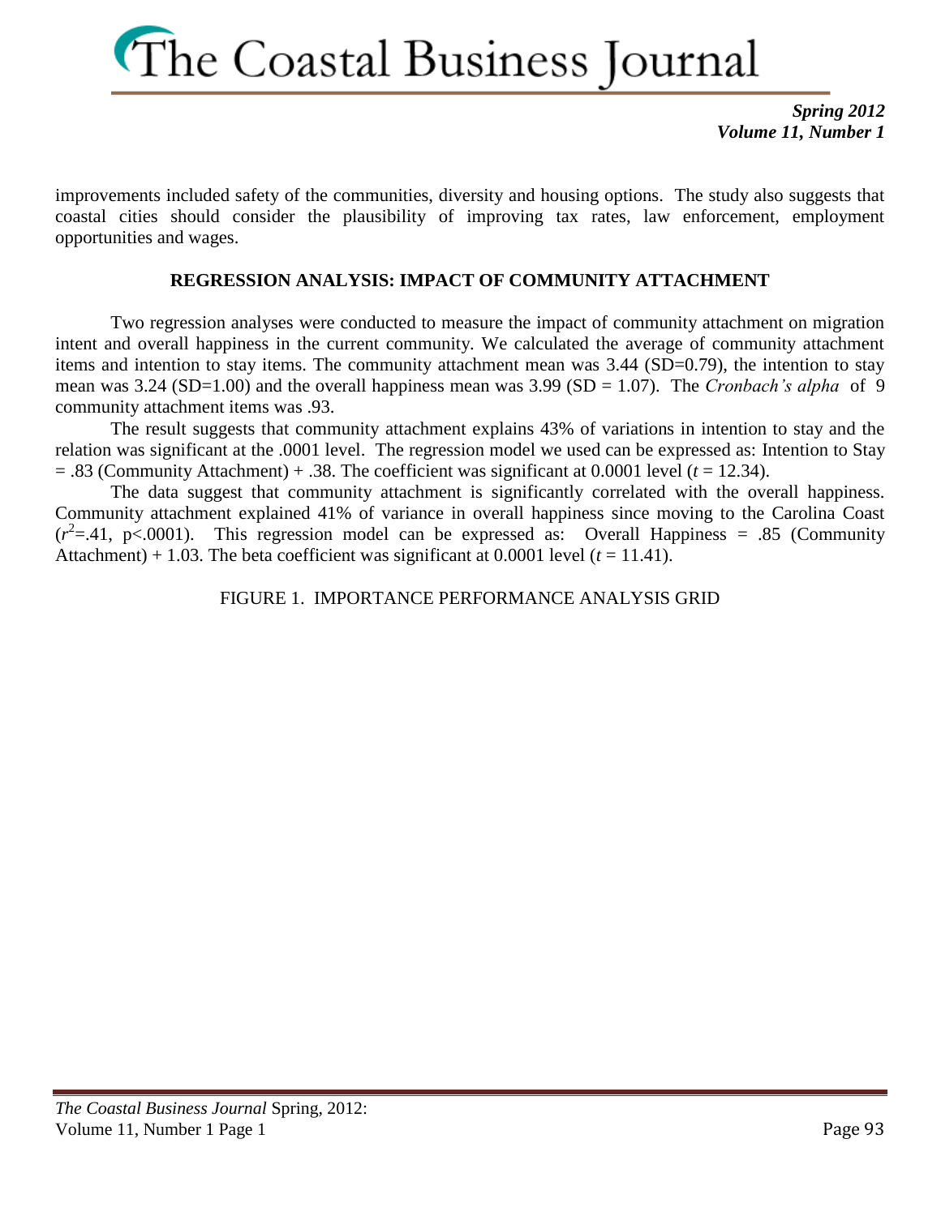improvements included safety of the communities, diversity and housing options. The study also suggests that coastal cities should consider the plausibility of improving tax rates, law enforcement, employment opportunities and wages.

### REGRESSION ANALYSIS: IMPACT OF COMMUNITY ATTACHMENT

Two regression analyses were conducted to measure the impact of community attachment on migration intent and overall happiness in the current community. We calculated the average of community attachment items and intention to stay items. The community attachment mean was 3.44 (SD=0.79), the intention to stay mean was 3.24 (SD=1.00) and the overall happiness mean was 3.99 (SD = 1.07). The *Cronbach's alpha* of 9 community attachment items was .93.

The result suggests that community attachment explains 43% of variations in intention to stay and the relation was significant at the .0001 level. The regression model we used can be expressed as: Intention to Stay = .83 (Community Attachment) + .38. The coefficient was significant at 0.0001 level ($t$ = 12.34).

The data suggest that community attachment is significantly correlated with the overall happiness. Community attachment explained 41% of variance in overall happiness since moving to the Carolina Coast ($r^2$=.41, $p<.0001$). This regression model can be expressed as: Overall Happiness = .85 (Community Attachment) + 1.03. The beta coefficient was significant at 0.0001 level ($t$ = 11.41).

FIGURE 1. IMPORTANCE PERFORMANCE ANALYSIS GRID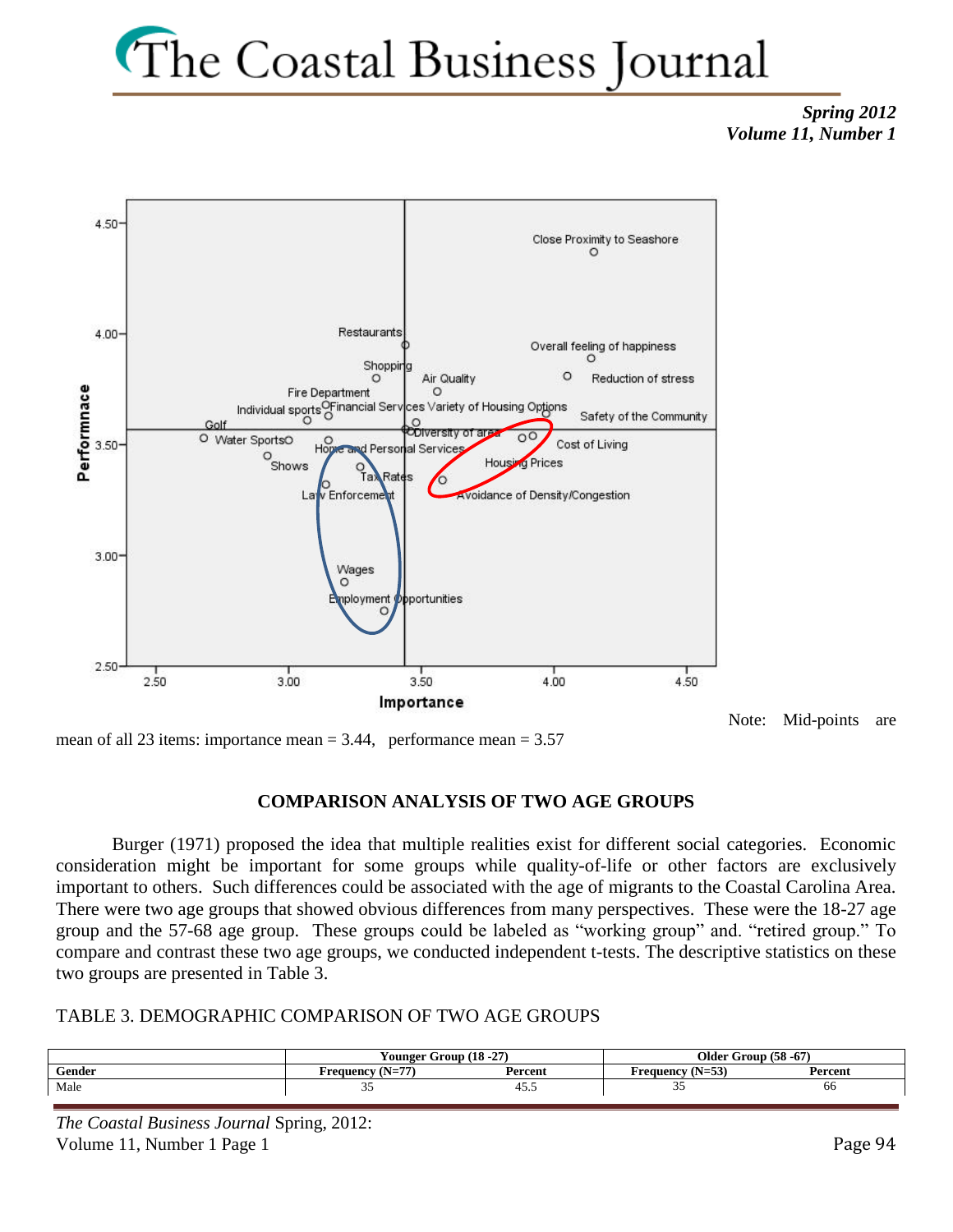Note: Mid-points are mean of all 23 items: importance mean = 3.44, performance mean = 3.57

## COMPARISON ANALYSIS OF TWO AGE GROUPS

Burger (1971) proposed the idea that multiple realities exist for different social categories. Economic consideration might be important for some groups while quality-of-life or other factors are exclusively important to others. Such differences could be associated with the age of migrants to the Coastal Carolina Area. There were two age groups that showed obvious differences from many perspectives. These were the 18-27 age group and the 57-68 age group. These groups could be labeled as "working group" and. "retired group." To compare and contrast these two age groups, we conducted independent t-tests. The descriptive statistics on these two groups are presented in Table 3.

TABLE 3. DEMOGRAPHIC COMPARISON OF TWO AGE GROUPS

| | Younger Group (18 -27) | | Older Group (58 -67) | |
|---|---|---|---|---|
| **Gender** | **Frequency (N=77)** | **Percent** | **Frequency (N=53)** | **Percent** |
| Male | 35 | 45.5 | 35 | 66 |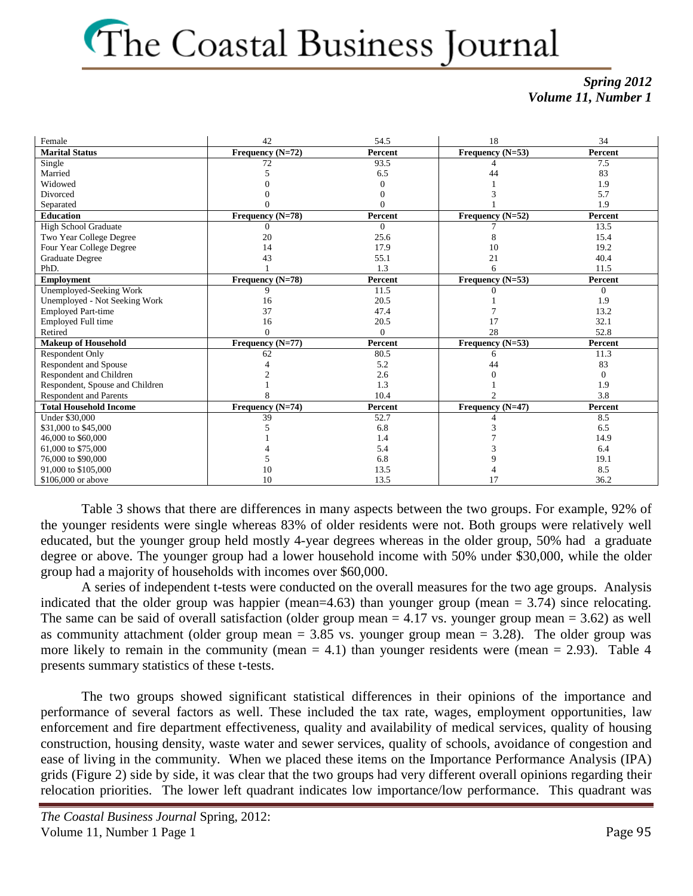| Female | 42 | 54.5 | 18 | 34 |
|---|---|---|---|---|
| **Marital Status** | **Frequency (N=72)** | **Percent** | **Frequency (N=53)** | **Percent** |
| Single | 72 | 93.5 | 4 | 7.5 |
| Married | 5 | 6.5 | 44 | 83 |
| Widowed | 0 | 0 | 1 | 1.9 |
| Divorced | 0 | 0 | 3 | 5.7 |
| Separated | 0 | 0 | 1 | 1.9 |
| **Education** | **Frequency (N=78)** | **Percent** | **Frequency (N=52)** | **Percent** |
| High School Graduate | 0 | 0 | 7 | 13.5 |
| Two Year College Degree | 20 | 25.6 | 8 | 15.4 |
| Four Year College Degree | 14 | 17.9 | 10 | 19.2 |
| Graduate Degree | 43 | 55.1 | 21 | 40.4 |
| PhD. | 1 | 1.3 | 6 | 11.5 |
| **Employment** | **Frequency (N=78)** | **Percent** | **Frequency (N=53)** | **Percent** |
| Unemployed-Seeking Work | 9 | 11.5 | 0 | 0 |
| Unemployed - Not Seeking Work | 16 | 20.5 | 1 | 1.9 |
| Employed Part-time | 37 | 47.4 | 7 | 13.2 |
| Employed Full time | 16 | 20.5 | 17 | 32.1 |
| Retired | 0 | 0 | 28 | 52.8 |
| **Makeup of Household** | **Frequency (N=77)** | **Percent** | **Frequency (N=53)** | **Percent** |
| Respondent Only | 62 | 80.5 | 6 | 11.3 |
| Respondent and Spouse | 4 | 5.2 | 44 | 83 |
| Respondent and Children | 2 | 2.6 | 0 | 0 |
| Respondent, Spouse and Children | 1 | 1.3 | 1 | 1.9 |
| Respondent and Parents | 8 | 10.4 | 2 | 3.8 |
| **Total Household Income** | **Frequency (N=74)** | **Percent** | **Frequency (N=47)** | **Percent** |
| Under $30,000 | 39 | 52.7 | 4 | 8.5 |
| $31,000 to $45,000 | 5 | 6.8 | 3 | 6.5 |
| 46,000 to $60,000 | 1 | 1.4 | 7 | 14.9 |
| 61,000 to $75,000 | 4 | 5.4 | 3 | 6.4 |
| 76,000 to $90,000 | 5 | 6.8 | 9 | 19.1 |
| 91,000 to $105,000 | 10 | 13.5 | 4 | 8.5 |
| $106,000 or above | 10 | 13.5 | 17 | 36.2 |

Table 3 shows that there are differences in many aspects between the two groups. For example, 92% of the younger residents were single whereas 83% of older residents were not. Both groups were relatively well educated, but the younger group held mostly 4-year degrees whereas in the older group, 50% had a graduate degree or above. The younger group had a lower household income with 50% under $30,000, while the older group had a majority of households with incomes over $60,000.

A series of independent t-tests were conducted on the overall measures for the two age groups. Analysis indicated that the older group was happier (mean=4.63) than younger group (mean = 3.74) since relocating. The same can be said of overall satisfaction (older group mean = 4.17 vs. younger group mean = 3.62) as well as community attachment (older group mean = 3.85 vs. younger group mean = 3.28). The older group was more likely to remain in the community (mean = 4.1) than younger residents were (mean = 2.93). Table 4 presents summary statistics of these t-tests.

The two groups showed significant statistical differences in their opinions of the importance and performance of several factors as well. These included the tax rate, wages, employment opportunities, law enforcement and fire department effectiveness, quality and availability of medical services, quality of housing construction, housing density, waste water and sewer services, quality of schools, avoidance of congestion and ease of living in the community. When we placed these items on the Importance Performance Analysis (IPA) grids (Figure 2) side by side, it was clear that the two groups had very different overall opinions regarding their relocation priorities. The lower left quadrant indicates low importance/low performance. This quadrant was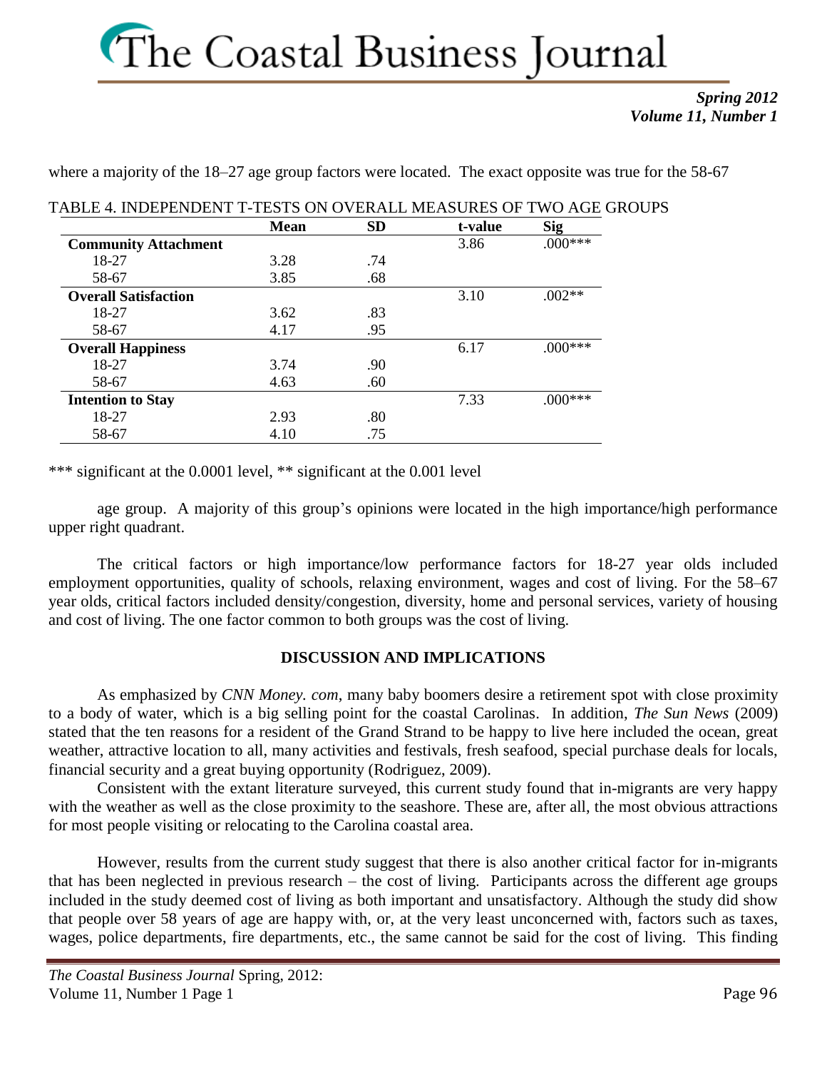where a majority of the 18–27 age group factors were located. The exact opposite was true for the 58-67

TABLE 4. INDEPENDENT T-TESTS ON OVERALL MEASURES OF TWO AGE GROUPS

| | Mean | SD | t-value | Sig |
|---|---|---|---|---|
| **Community Attachment** | | | 3.86 | .000*** |
| 18-27 | 3.28 | .74 | | |
| 58-67 | 3.85 | .68 | | |
| **Overall Satisfaction** | | | 3.10 | .002** |
| 18-27 | 3.62 | .83 | | |
| 58-67 | 4.17 | .95 | | |
| **Overall Happiness** | | | 6.17 | .000*** |
| 18-27 | 3.74 | .90 | | |
| 58-67 | 4.63 | .60 | | |
| **Intention to Stay** | | | 7.33 | .000*** |
| 18-27 | 2.93 | .80 | | |
| 58-67 | 4.10 | .75 | | |

*** significant at the 0.0001 level, ** significant at the 0.001 level

age group. A majority of this group's opinions were located in the high importance/high performance upper right quadrant.

The critical factors or high importance/low performance factors for 18-27 year olds included employment opportunities, quality of schools, relaxing environment, wages and cost of living. For the 58–67 year olds, critical factors included density/congestion, diversity, home and personal services, variety of housing and cost of living. The one factor common to both groups was the cost of living.

## DISCUSSION AND IMPLICATIONS

As emphasized by *CNN Money. com*, many baby boomers desire a retirement spot with close proximity to a body of water, which is a big selling point for the coastal Carolinas. In addition, *The Sun News* (2009) stated that the ten reasons for a resident of the Grand Strand to be happy to live here included the ocean, great weather, attractive location to all, many activities and festivals, fresh seafood, special purchase deals for locals, financial security and a great buying opportunity (Rodriguez, 2009).

Consistent with the extant literature surveyed, this current study found that in-migrants are very happy with the weather as well as the close proximity to the seashore. These are, after all, the most obvious attractions for most people visiting or relocating to the Carolina coastal area.

However, results from the current study suggest that there is also another critical factor for in-migrants that has been neglected in previous research – the cost of living. Participants across the different age groups included in the study deemed cost of living as both important and unsatisfactory. Although the study did show that people over 58 years of age are happy with, or, at the very least unconcerned with, factors such as taxes, wages, police departments, fire departments, etc., the same cannot be said for the cost of living. This finding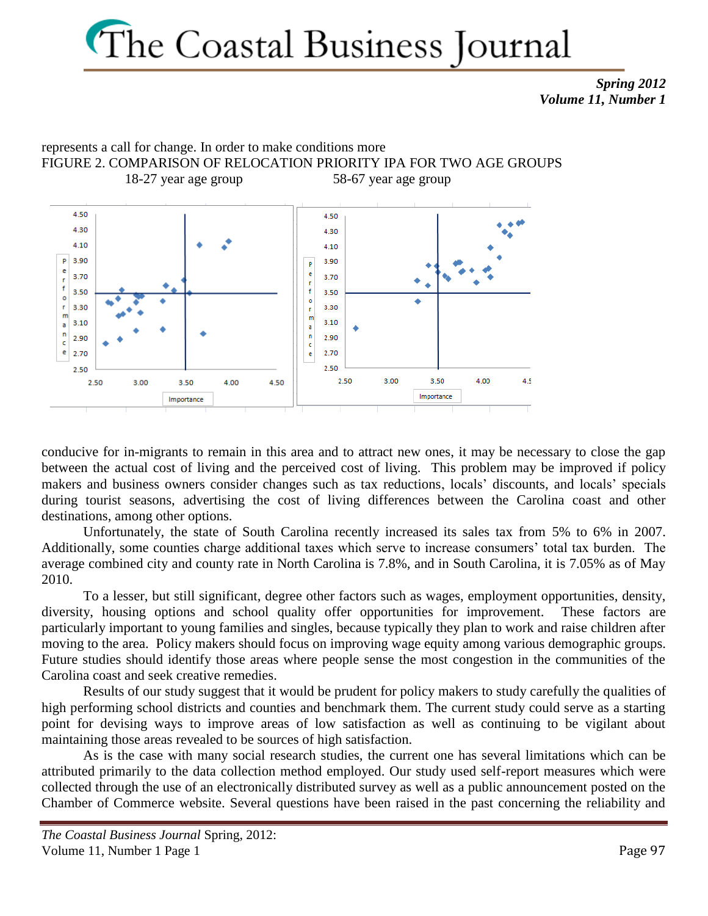represents a call for change. In order to make conditions more

FIGURE 2. COMPARISON OF RELOCATION PRIORITY IPA FOR TWO AGE GROUPS

18-27 year age group 58-67 year age group

conducive for in-migrants to remain in this area and to attract new ones, it may be necessary to close the gap between the actual cost of living and the perceived cost of living. This problem may be improved if policy makers and business owners consider changes such as tax reductions, locals' discounts, and locals' specials during tourist seasons, advertising the cost of living differences between the Carolina coast and other destinations, among other options.

Unfortunately, the state of South Carolina recently increased its sales tax from 5% to 6% in 2007. Additionally, some counties charge additional taxes which serve to increase consumers' total tax burden. The average combined city and county rate in North Carolina is 7.8%, and in South Carolina, it is 7.05% as of May 2010.

To a lesser, but still significant, degree other factors such as wages, employment opportunities, density, diversity, housing options and school quality offer opportunities for improvement. These factors are particularly important to young families and singles, because typically they plan to work and raise children after moving to the area. Policy makers should focus on improving wage equity among various demographic groups. Future studies should identify those areas where people sense the most congestion in the communities of the Carolina coast and seek creative remedies.

Results of our study suggest that it would be prudent for policy makers to study carefully the qualities of high performing school districts and counties and benchmark them. The current study could serve as a starting point for devising ways to improve areas of low satisfaction as well as continuing to be vigilant about maintaining those areas revealed to be sources of high satisfaction.

As is the case with many social research studies, the current one has several limitations which can be attributed primarily to the data collection method employed. Our study used self-report measures which were collected through the use of an electronically distributed survey as well as a public announcement posted on the Chamber of Commerce website. Several questions have been raised in the past concerning the reliability and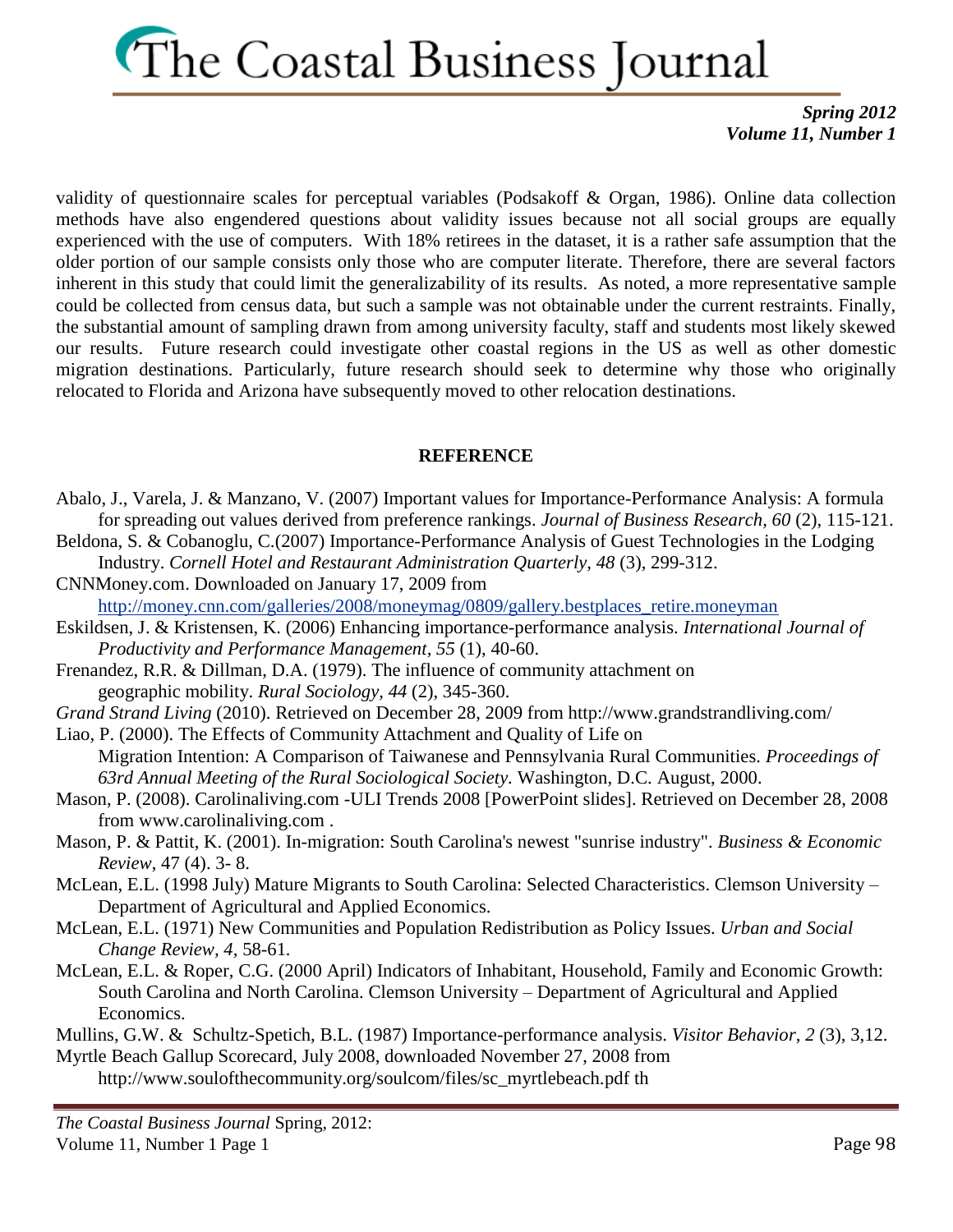validity of questionnaire scales for perceptual variables (Podsakoff & Organ, 1986). Online data collection methods have also engendered questions about validity issues because not all social groups are equally experienced with the use of computers. With 18% retirees in the dataset, it is a rather safe assumption that the older portion of our sample consists only those who are computer literate. Therefore, there are several factors inherent in this study that could limit the generalizability of its results. As noted, a more representative sample could be collected from census data, but such a sample was not obtainable under the current restraints. Finally, the substantial amount of sampling drawn from among university faculty, staff and students most likely skewed our results. Future research could investigate other coastal regions in the US as well as other domestic migration destinations. Particularly, future research should seek to determine why those who originally relocated to Florida and Arizona have subsequently moved to other relocation destinations.

## REFERENCE

Abalo, J., Varela, J. & Manzano, V. (2007) Important values for Importance-Performance Analysis: A formula for spreading out values derived from preference rankings. *Journal of Business Research, 60* (2), 115-121.

Beldona, S. & Cobanoglu, C.(2007) Importance-Performance Analysis of Guest Technologies in the Lodging Industry. *Cornell Hotel and Restaurant Administration Quarterly, 48* (3), 299-312.

CNNMoney.com. Downloaded on January 17, 2009 from http://money.cnn.com/galleries/2008/moneymag/0809/gallery.bestplaces_retire.moneyman

Eskildsen, J. & Kristensen, K. (2006) Enhancing importance-performance analysis. *International Journal of Productivity and Performance Management, 55* (1), 40-60.

Frenandez, R.R. & Dillman, D.A. (1979). The influence of community attachment on geographic mobility. *Rural Sociology, 44* (2), 345-360.

*Grand Strand Living* (2010). Retrieved on December 28, 2009 from http://www.grandstrandliving.com/

Liao, P. (2000). The Effects of Community Attachment and Quality of Life on Migration Intention: A Comparison of Taiwanese and Pennsylvania Rural Communities. *Proceedings of 63rd Annual Meeting of the Rural Sociological Society.* Washington, D.C. August, 2000.

Mason, P. (2008). Carolinaliving.com -ULI Trends 2008 [PowerPoint slides]. Retrieved on December 28, 2008 from www.carolinaliving.com .

Mason, P. & Pattit, K. (2001). In-migration: South Carolina's newest "sunrise industry". *Business & Economic Review*, 47 (4). 3- 8.

McLean, E.L. (1998 July) Mature Migrants to South Carolina: Selected Characteristics. Clemson University – Department of Agricultural and Applied Economics.

McLean, E.L. (1971) New Communities and Population Redistribution as Policy Issues. *Urban and Social Change Review, 4,* 58-61.

McLean, E.L. & Roper, C.G. (2000 April) Indicators of Inhabitant, Household, Family and Economic Growth: South Carolina and North Carolina. Clemson University – Department of Agricultural and Applied Economics.

Mullins, G.W. & Schultz-Spetich, B.L. (1987) Importance-performance analysis. *Visitor Behavior, 2* (3), 3,12.

Myrtle Beach Gallup Scorecard, July 2008, downloaded November 27, 2008 from http://www.soulofthecommunity.org/soulcom/files/sc_myrtlebeach.pdf th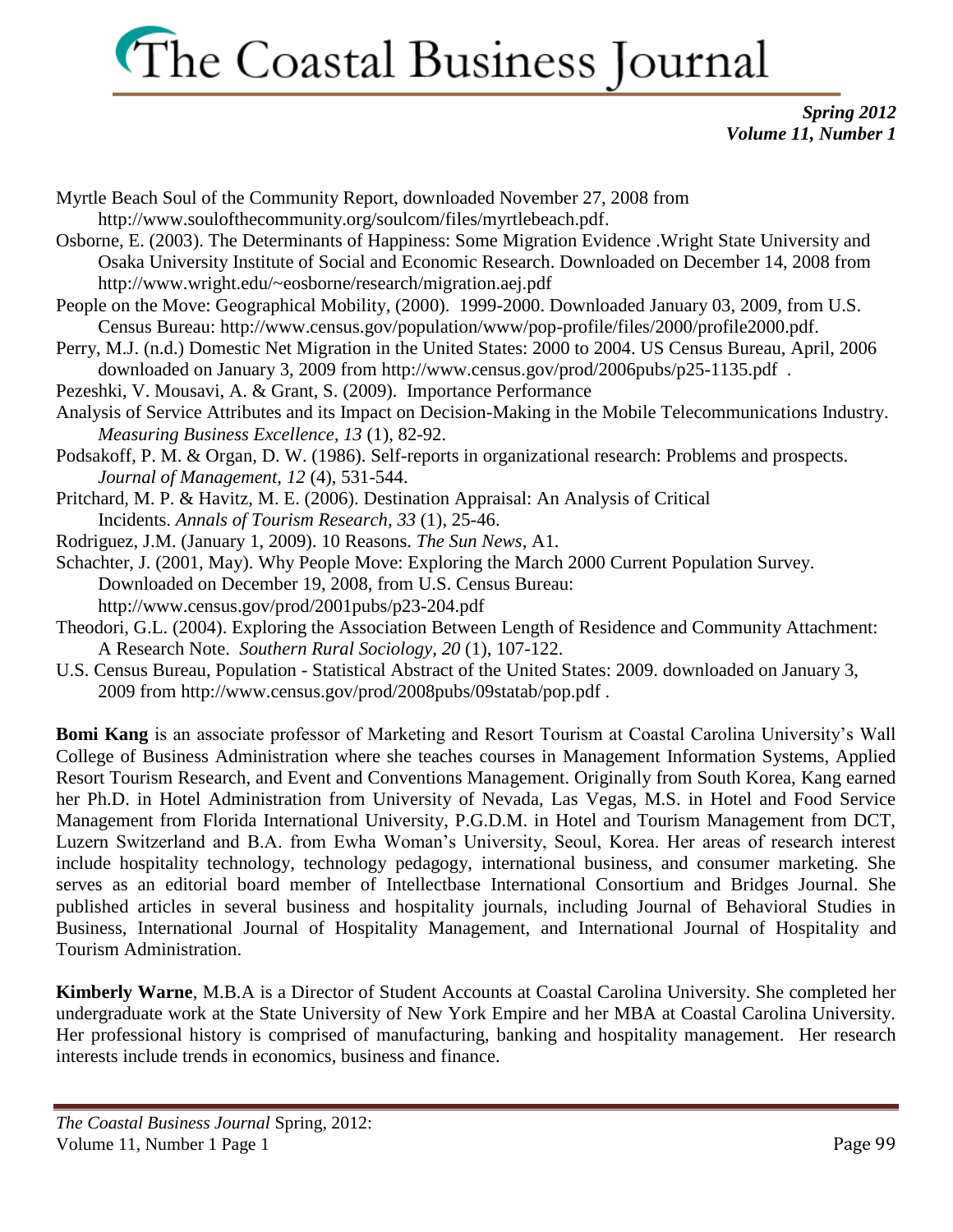Myrtle Beach Soul of the Community Report, downloaded November 27, 2008 from http://www.soulofthecommunity.org/soulcom/files/myrtlebeach.pdf.

Osborne, E. (2003). The Determinants of Happiness: Some Migration Evidence .Wright State University and Osaka University Institute of Social and Economic Research. Downloaded on December 14, 2008 from http://www.wright.edu/~eosborne/research/migration.aej.pdf

People on the Move: Geographical Mobility, (2000). 1999-2000. Downloaded January 03, 2009, from U.S. Census Bureau: http://www.census.gov/population/www/pop-profile/files/2000/profile2000.pdf.

Perry, M.J. (n.d.) Domestic Net Migration in the United States: 2000 to 2004. US Census Bureau, April, 2006 downloaded on January 3, 2009 from http://www.census.gov/prod/2006pubs/p25-1135.pdf .

Pezeshki, V. Mousavi, A. & Grant, S. (2009). Importance Performance Analysis of Service Attributes and its Impact on Decision-Making in the Mobile Telecommunications Industry. *Measuring Business Excellence*, *13* (1), 82-92.

Podsakoff, P. M. & Organ, D. W. (1986). Self-reports in organizational research: Problems and prospects. *Journal of Management*, *12* (4), 531-544.

Pritchard, M. P. & Havitz, M. E. (2006). Destination Appraisal: An Analysis of Critical Incidents. *Annals of Tourism Research, 33* (1), 25-46.

Rodriguez, J.M. (January 1, 2009). 10 Reasons. *The Sun News*, A1.

Schachter, J. (2001, May). Why People Move: Exploring the March 2000 Current Population Survey. Downloaded on December 19, 2008, from U.S. Census Bureau: http://www.census.gov/prod/2001pubs/p23-204.pdf

Theodori, G.L. (2004). Exploring the Association Between Length of Residence and Community Attachment: A Research Note. *Southern Rural Sociology, 20* (1), 107-122.

U.S. Census Bureau, Population - Statistical Abstract of the United States: 2009. downloaded on January 3, 2009 from http://www.census.gov/prod/2008pubs/09statab/pop.pdf .

**Bomi Kang** is an associate professor of Marketing and Resort Tourism at Coastal Carolina University's Wall College of Business Administration where she teaches courses in Management Information Systems, Applied Resort Tourism Research, and Event and Conventions Management. Originally from South Korea, Kang earned her Ph.D. in Hotel Administration from University of Nevada, Las Vegas, M.S. in Hotel and Food Service Management from Florida International University, P.G.D.M. in Hotel and Tourism Management from DCT, Luzern Switzerland and B.A. from Ewha Woman's University, Seoul, Korea. Her areas of research interest include hospitality technology, technology pedagogy, international business, and consumer marketing. She serves as an editorial board member of Intellectbase International Consortium and Bridges Journal. She published articles in several business and hospitality journals, including Journal of Behavioral Studies in Business, International Journal of Hospitality Management, and International Journal of Hospitality and Tourism Administration.

**Kimberly Warne**, M.B.A is a Director of Student Accounts at Coastal Carolina University. She completed her undergraduate work at the State University of New York Empire and her MBA at Coastal Carolina University. Her professional history is comprised of manufacturing, banking and hospitality management. Her research interests include trends in economics, business and finance.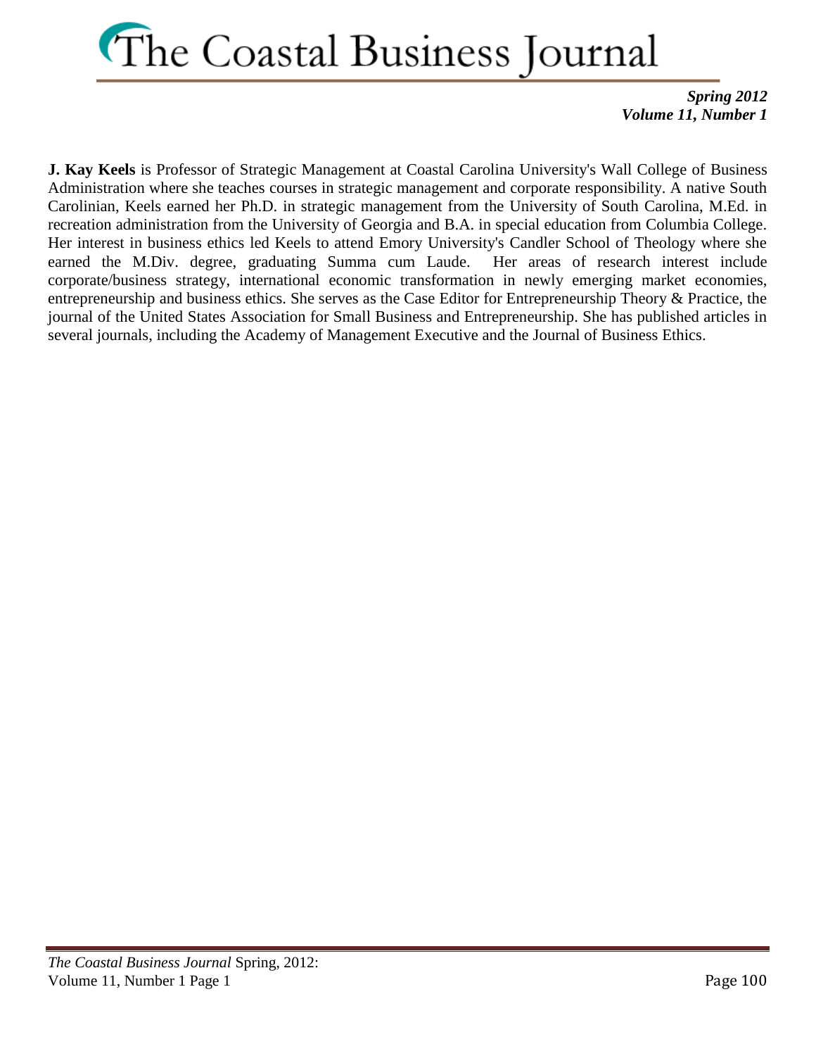**J. Kay Keels** is Professor of Strategic Management at Coastal Carolina University's Wall College of Business Administration where she teaches courses in strategic management and corporate responsibility. A native South Carolinian, Keels earned her Ph.D. in strategic management from the University of South Carolina, M.Ed. in recreation administration from the University of Georgia and B.A. in special education from Columbia College. Her interest in business ethics led Keels to attend Emory University's Candler School of Theology where she earned the M.Div. degree, graduating Summa cum Laude. Her areas of research interest include corporate/business strategy, international economic transformation in newly emerging market economies, entrepreneurship and business ethics. She serves as the Case Editor for Entrepreneurship Theory & Practice, the journal of the United States Association for Small Business and Entrepreneurship. She has published articles in several journals, including the Academy of Management Executive and the Journal of Business Ethics.